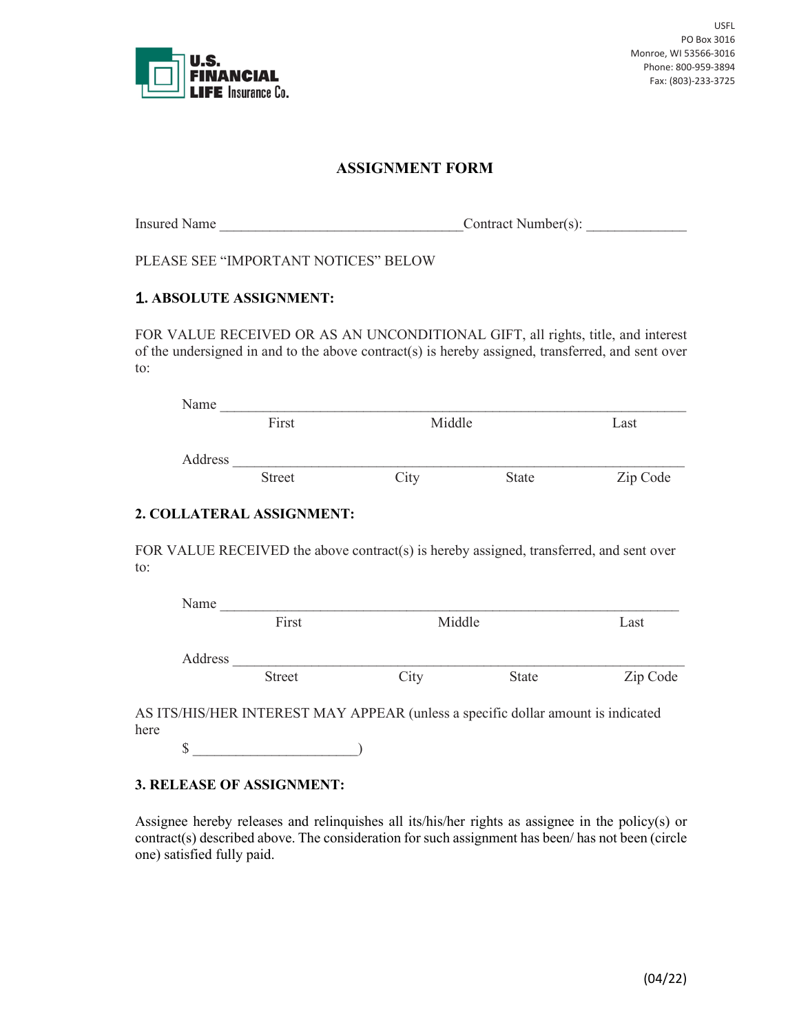U.S. FINANCIAL LIFE Insurance Co.

USFL
PO Box 3016
Monroe, WI 53566-3016
Phone: 800-959-3894
Fax: (803)-233-3725

# ASSIGNMENT FORM

Insured Name ________________________________Contract Number(s): _____________

PLEASE SEE "IMPORTANT NOTICES" BELOW

### 1. ABSOLUTE ASSIGNMENT:

FOR VALUE RECEIVED OR AS AN UNCONDITIONAL GIFT, all rights, title, and interest of the undersigned in and to the above contract(s) is hereby assigned, transferred, and sent over to:

Name ____________________________________________________________
First Middle Last

Address __________________________________________________________
Street City State Zip Code

### 2. COLLATERAL ASSIGNMENT:

FOR VALUE RECEIVED the above contract(s) is hereby assigned, transferred, and sent over to:

Name ____________________________________________________________
First Middle Last

Address __________________________________________________________
Street City State Zip Code

AS ITS/HIS/HER INTEREST MAY APPEAR (unless a specific dollar amount is indicated here
$ ______________________)

### 3. RELEASE OF ASSIGNMENT:

Assignee hereby releases and relinquishes all its/his/her rights as assignee in the policy(s) or contract(s) described above. The consideration for such assignment has been/ has not been (circle one) satisfied fully paid.

(04/22)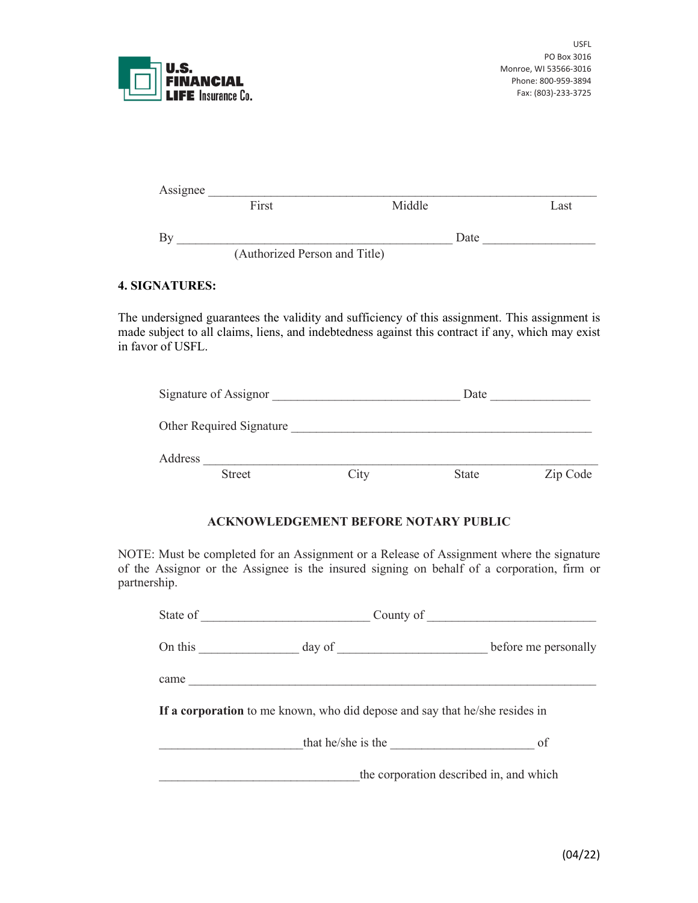U.S. FINANCIAL LIFE Insurance Co.

USFL
PO Box 3016
Monroe, WI 53566-3016
Phone: 800-959-3894
Fax: (803)-233-3725

Assignee ____________________________________________________________
First Middle Last

By ___________________________________________ Date _________________
(Authorized Person and Title)

**4. SIGNATURES:**

The undersigned guarantees the validity and sufficiency of this assignment. This assignment is made subject to all claims, liens, and indebtedness against this contract if any, which may exist in favor of USFL.

Signature of Assignor _____________________________ Date _______________

Other Required Signature _______________________________________________

Address _____________________________________________________________
Street City State Zip Code

**ACKNOWLEDGEMENT BEFORE NOTARY PUBLIC**

NOTE: Must be completed for an Assignment or a Release of Assignment where the signature of the Assignor or the Assignee is the insured signing on behalf of a corporation, firm or partnership.

State of __________________________ County of __________________________

On this _______________ day of _______________________ before me personally

came ______________________________________________________________

**If a corporation** to me known, who did depose and say that he/she resides in

______________________that he/she is the _____________________ of

_______________________________the corporation described in, and which

(04/22)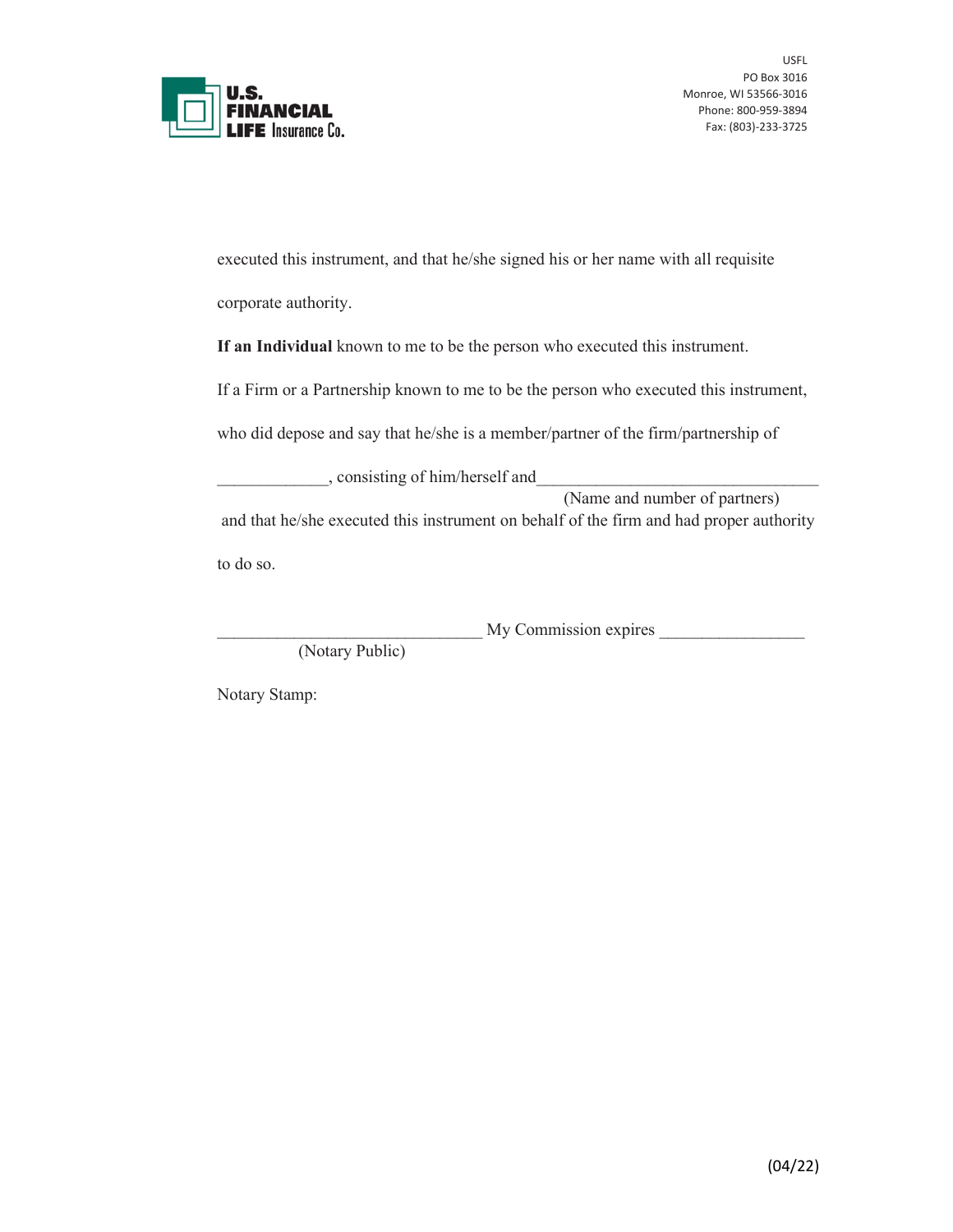executed this instrument, and that he/she signed his or her name with all requisite corporate authority.

**If an Individual** known to me to be the person who executed this instrument.

If a Firm or a Partnership known to me to be the person who executed this instrument, who did depose and say that he/she is a member/partner of the firm/partnership of

_____________, consisting of him/herself and_________________________________
(Name and number of partners)

and that he/she executed this instrument on behalf of the firm and had proper authority to do so.

_______________________________ My Commission expires _________________
(Notary Public)

Notary Stamp: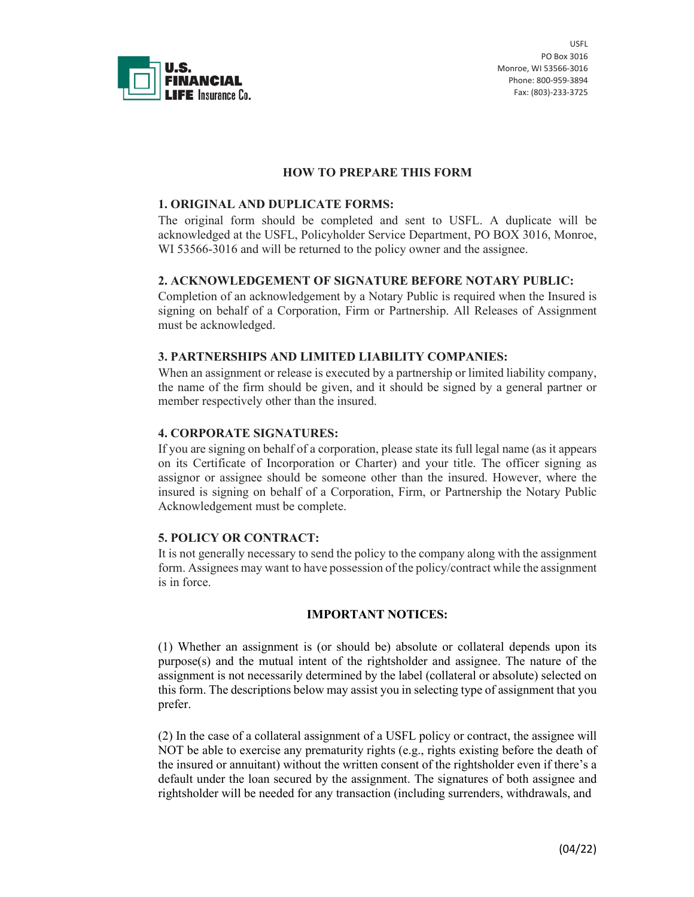U.S. FINANCIAL LIFE Insurance Co.

USFL
PO Box 3016
Monroe, WI 53566-3016
Phone: 800-959-3894
Fax: (803)-233-3725

## HOW TO PREPARE THIS FORM

**1. ORIGINAL AND DUPLICATE FORMS:**
The original form should be completed and sent to USFL. A duplicate will be acknowledged at the USFL, Policyholder Service Department, PO BOX 3016, Monroe, WI 53566-3016 and will be returned to the policy owner and the assignee.

**2. ACKNOWLEDGEMENT OF SIGNATURE BEFORE NOTARY PUBLIC:**
Completion of an acknowledgement by a Notary Public is required when the Insured is signing on behalf of a Corporation, Firm or Partnership. All Releases of Assignment must be acknowledged.

**3. PARTNERSHIPS AND LIMITED LIABILITY COMPANIES:**
When an assignment or release is executed by a partnership or limited liability company, the name of the firm should be given, and it should be signed by a general partner or member respectively other than the insured.

**4. CORPORATE SIGNATURES:**
If you are signing on behalf of a corporation, please state its full legal name (as it appears on its Certificate of Incorporation or Charter) and your title. The officer signing as assignor or assignee should be someone other than the insured. However, where the insured is signing on behalf of a Corporation, Firm, or Partnership the Notary Public Acknowledgement must be complete.

**5. POLICY OR CONTRACT:**
It is not generally necessary to send the policy to the company along with the assignment form. Assignees may want to have possession of the policy/contract while the assignment is in force.

## IMPORTANT NOTICES:

(1) Whether an assignment is (or should be) absolute or collateral depends upon its purpose(s) and the mutual intent of the rightsholder and assignee. The nature of the assignment is not necessarily determined by the label (collateral or absolute) selected on this form. The descriptions below may assist you in selecting type of assignment that you prefer.

(2) In the case of a collateral assignment of a USFL policy or contract, the assignee will NOT be able to exercise any prematurity rights (e.g., rights existing before the death of the insured or annuitant) without the written consent of the rightsholder even if there's a default under the loan secured by the assignment. The signatures of both assignee and rightsholder will be needed for any transaction (including surrenders, withdrawals, and

(04/22)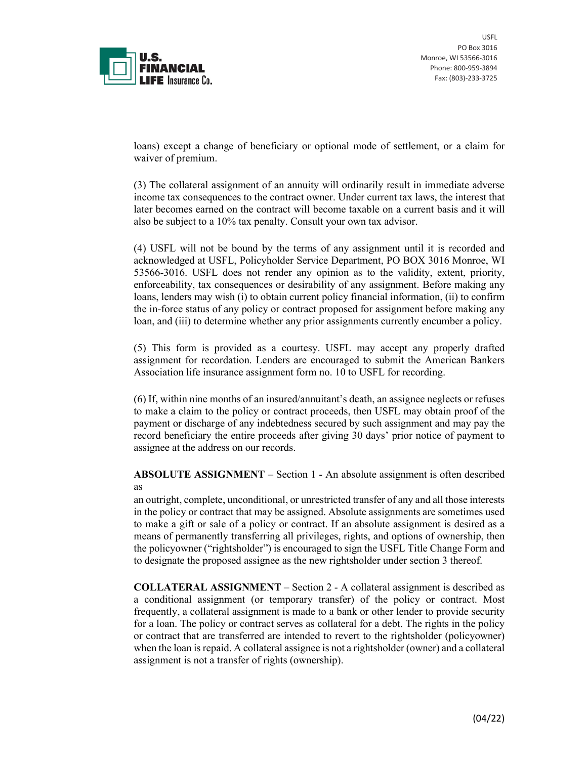loans) except a change of beneficiary or optional mode of settlement, or a claim for waiver of premium.

(3) The collateral assignment of an annuity will ordinarily result in immediate adverse income tax consequences to the contract owner. Under current tax laws, the interest that later becomes earned on the contract will become taxable on a current basis and it will also be subject to a 10% tax penalty. Consult your own tax advisor.

(4) USFL will not be bound by the terms of any assignment until it is recorded and acknowledged at USFL, Policyholder Service Department, PO BOX 3016 Monroe, WI 53566-3016. USFL does not render any opinion as to the validity, extent, priority, enforceability, tax consequences or desirability of any assignment. Before making any loans, lenders may wish (i) to obtain current policy financial information, (ii) to confirm the in-force status of any policy or contract proposed for assignment before making any loan, and (iii) to determine whether any prior assignments currently encumber a policy.

(5) This form is provided as a courtesy. USFL may accept any properly drafted assignment for recordation. Lenders are encouraged to submit the American Bankers Association life insurance assignment form no. 10 to USFL for recording.

(6) If, within nine months of an insured/annuitant's death, an assignee neglects or refuses to make a claim to the policy or contract proceeds, then USFL may obtain proof of the payment or discharge of any indebtedness secured by such assignment and may pay the record beneficiary the entire proceeds after giving 30 days' prior notice of payment to assignee at the address on our records.

**ABSOLUTE ASSIGNMENT** – Section 1 - An absolute assignment is often described as an outright, complete, unconditional, or unrestricted transfer of any and all those interests in the policy or contract that may be assigned. Absolute assignments are sometimes used to make a gift or sale of a policy or contract. If an absolute assignment is desired as a means of permanently transferring all privileges, rights, and options of ownership, then the policyowner ("rightsholder") is encouraged to sign the USFL Title Change Form and to designate the proposed assignee as the new rightsholder under section 3 thereof.

**COLLATERAL ASSIGNMENT** – Section 2 - A collateral assignment is described as a conditional assignment (or temporary transfer) of the policy or contract. Most frequently, a collateral assignment is made to a bank or other lender to provide security for a loan. The policy or contract serves as collateral for a debt. The rights in the policy or contract that are transferred are intended to revert to the rightsholder (policyowner) when the loan is repaid. A collateral assignee is not a rightsholder (owner) and a collateral assignment is not a transfer of rights (ownership).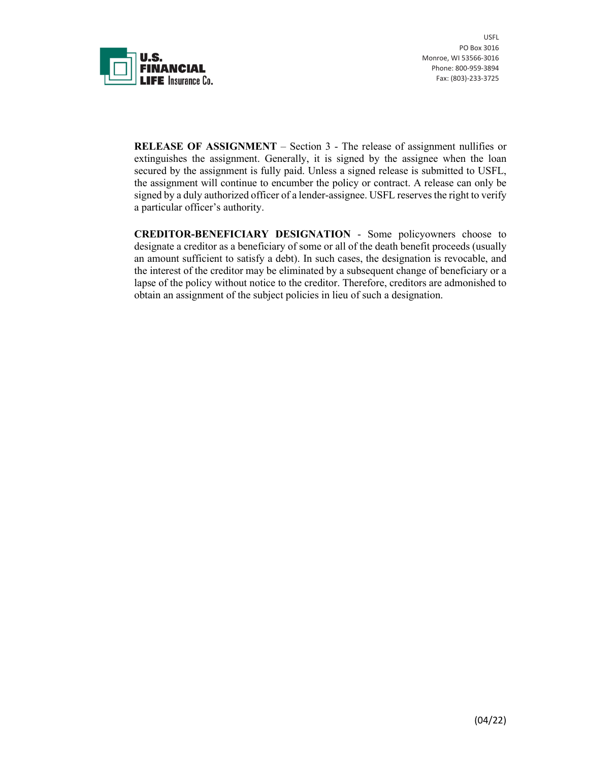**RELEASE OF ASSIGNMENT** – Section 3 - The release of assignment nullifies or extinguishes the assignment. Generally, it is signed by the assignee when the loan secured by the assignment is fully paid. Unless a signed release is submitted to USFL, the assignment will continue to encumber the policy or contract. A release can only be signed by a duly authorized officer of a lender-assignee. USFL reserves the right to verify a particular officer's authority.

**CREDITOR-BENEFICIARY DESIGNATION** - Some policyowners choose to designate a creditor as a beneficiary of some or all of the death benefit proceeds (usually an amount sufficient to satisfy a debt). In such cases, the designation is revocable, and the interest of the creditor may be eliminated by a subsequent change of beneficiary or a lapse of the policy without notice to the creditor. Therefore, creditors are admonished to obtain an assignment of the subject policies in lieu of such a designation.